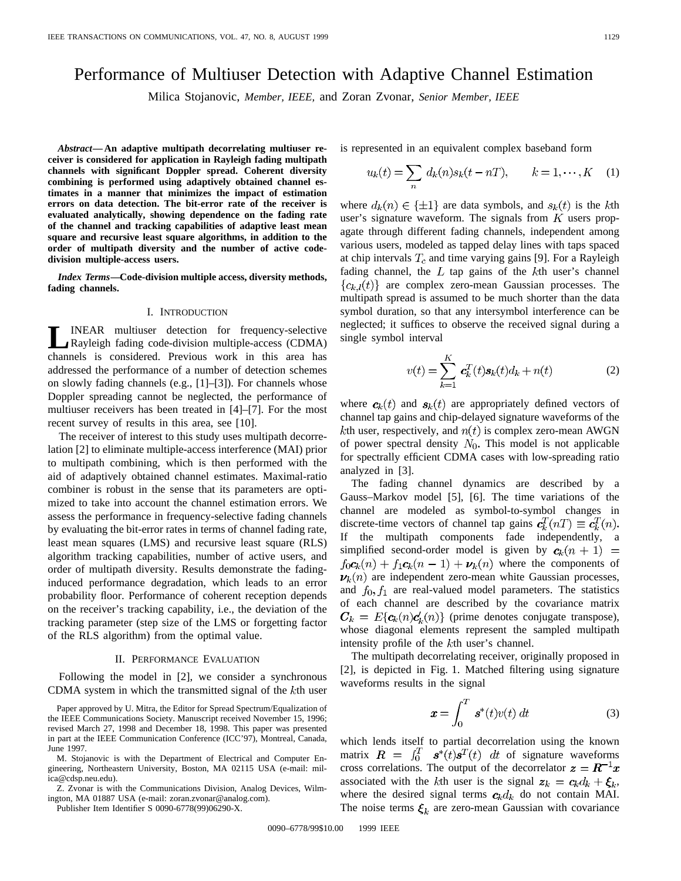# Performance of Multiuser Detection with Adaptive Channel Estimation

Milica Stojanovic, *Member, IEEE,* and Zoran Zvonar, *Senior Member, IEEE*

***Abstract*— An adaptive multipath decorrelating multiuser receiver is considered for application in Rayleigh fading multipath channels with significant Doppler spread. Coherent diversity combining is performed using adaptively obtained channel estimates in a manner that minimizes the impact of estimation errors on data detection. The bit-error rate of the receiver is evaluated analytically, showing dependence on the fading rate of the channel and tracking capabilities of adaptive least mean square and recursive least square algorithms, in addition to the order of multipath diversity and the number of active code-division multiple-access users.**

***Index Terms*—Code-division multiple access, diversity methods, fading channels.**

## I. Introduction

LINEAR multiuser detection for frequency-selective Rayleigh fading code-division multiple-access (CDMA) channels is considered. Previous work in this area has addressed the performance of a number of detection schemes on slowly fading channels (e.g., [1]–[3]). For channels whose Doppler spreading cannot be neglected, the performance of multiuser receivers has been treated in [4]–[7]. For the most recent survey of results in this area, see [10].

The receiver of interest to this study uses multipath decorrelation [2] to eliminate multiple-access interference (MAI) prior to multipath combining, which is then performed with the aid of adaptively obtained channel estimates. Maximal-ratio combiner is robust in the sense that its parameters are optimized to take into account the channel estimation errors. We assess the performance in frequency-selective fading channels by evaluating the bit-error rates in terms of channel fading rate, least mean squares (LMS) and recursive least square (RLS) algorithm tracking capabilities, number of active users, and order of multipath diversity. Results demonstrate the fading-induced performance degradation, which leads to an error probability floor. Performance of coherent reception depends on the receiver's tracking capability, i.e., the deviation of the tracking parameter (step size of the LMS or forgetting factor of the RLS algorithm) from the optimal value.

## II. Performance Evaluation

Following the model in [2], we consider a synchronous CDMA system in which the transmitted signal of the $k$th user is represented in an equivalent complex baseband form

$$u_k(t) = \sum_n d_k(n) s_k(t - nT), \qquad k = 1, \cdots, K \quad (1)$$

where $d_k(n) \in \{\pm 1\}$ are data symbols, and $s_k(t)$ is the $k$th user's signature waveform. The signals from $K$ users propagate through different fading channels, independent among various users, modeled as tapped delay lines with taps spaced at chip intervals $T_c$ and time varying gains [9]. For a Rayleigh fading channel, the $L$ tap gains of the $k$th user's channel $\{c_{k,l}(t)\}$ are complex zero-mean Gaussian processes. The multipath spread is assumed to be much shorter than the data symbol duration, so that any intersymbol interference can be neglected; it suffices to observe the received signal during a single symbol interval

$$v(t) = \sum_{k=1}^{K} \boldsymbol{c}_k^T(t) \boldsymbol{s}_k(t) d_k + n(t) \quad (2)$$

where $\boldsymbol{c}_k(t)$ and $\boldsymbol{s}_k(t)$ are appropriately defined vectors of channel tap gains and chip-delayed signature waveforms of the $k$th user, respectively, and $n(t)$ is complex zero-mean AWGN of power spectral density $N_0$. This model is not applicable for spectrally efficient CDMA cases with low-spreading ratio analyzed in [3].

The fading channel dynamics are described by a Gauss–Markov model [5], [6]. The time variations of the channel are modeled as symbol-to-symbol changes in discrete-time vectors of channel tap gains $\boldsymbol{c}_k^T(nT) \equiv \boldsymbol{c}_k^T(n)$. If the multipath components fade independently, a simplified second-order model is given by $\boldsymbol{c}_k(n+1) = f_0 \boldsymbol{c}_k(n) + f_1 \boldsymbol{c}_k(n-1) + \boldsymbol{\nu}_k(n)$ where the components of $\boldsymbol{\nu}_k(n)$ are independent zero-mean white Gaussian processes, and $f_0, f_1$ are real-valued model parameters. The statistics of each channel are described by the covariance matrix $\boldsymbol{C}_k = E\{\boldsymbol{c}_k(n)\boldsymbol{c}_k'(n)\}$ (prime denotes conjugate transpose), whose diagonal elements represent the sampled multipath intensity profile of the $k$th user's channel.

The multipath decorrelating receiver, originally proposed in [2], is depicted in Fig. 1. Matched filtering using signature waveforms results in the signal

$$\boldsymbol{x} = \int_0^T \boldsymbol{s}^*(t) v(t)\, dt \quad (3)$$

which lends itself to partial decorrelation using the known matrix $\boldsymbol{R} = \int_0^T \boldsymbol{s}^*(t)\boldsymbol{s}^T(t)\, dt$ of signature waveforms cross correlations. The output of the decorrelator $\boldsymbol{z} = \boldsymbol{R}^{-1}\boldsymbol{x}$ associated with the $k$th user is the signal $\boldsymbol{z}_k = \boldsymbol{c}_k d_k + \boldsymbol{\xi}_k$, where the desired signal terms $\boldsymbol{c}_k d_k$ do not contain MAI. The noise terms $\boldsymbol{\xi}_k$ are zero-mean Gaussian with covariance

Paper approved by U. Mitra, the Editor for Spread Spectrum/Equalization of the IEEE Communications Society. Manuscript received November 15, 1996; revised March 27, 1998 and December 18, 1998. This paper was presented in part at the IEEE Communication Conference (ICC'97), Montreal, Canada, June 1997.

M. Stojanovic is with the Department of Electrical and Computer Engineering, Northeastern University, Boston, MA 02115 USA (e-mail: millica@cdsp.neu.edu).

Z. Zvonar is with the Communications Division, Analog Devices, Wilmington, MA 01887 USA (e-mail: zoran.zvonar@analog.com).

Publisher Item Identifier S 0090-6778(99)06290-X.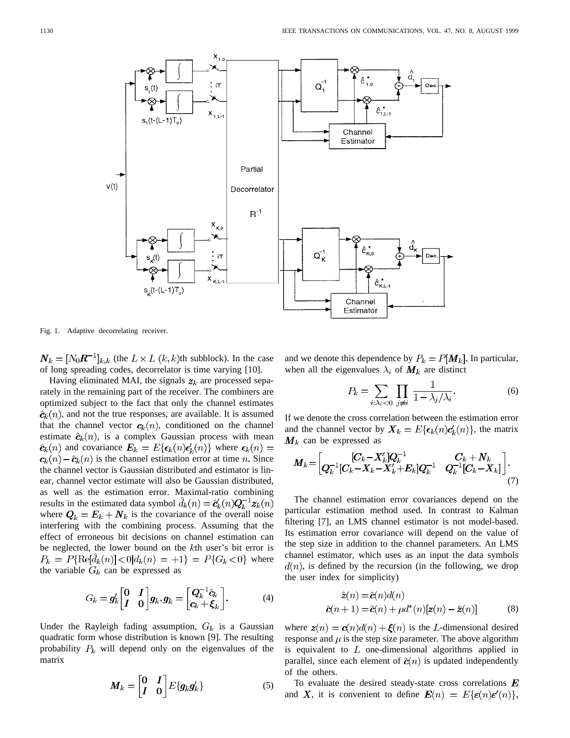Fig. 1. Adaptive decorrelating receiver.

$\boldsymbol{N}_k = [N_0\boldsymbol{R}^{-1}]_{k,k}$ (the $L \times L$ $(k,k)$th subblock). In the case of long spreading codes, decorrelator is time varying [10].

Having eliminated MAI, the signals $\boldsymbol{z}_k$ are processed separately in the remaining part of the receiver. The combiners are optimized subject to the fact that only the channel estimates $\hat{\boldsymbol{c}}_k(n)$, and not the true responses, are available. It is assumed that the channel vector $\boldsymbol{c}_k(n)$, conditioned on the channel estimate $\hat{\boldsymbol{c}}_k(n)$, is a complex Gaussian process with mean $\hat{\boldsymbol{c}}_k(n)$ and covariance $\boldsymbol{E}_k = E\{\boldsymbol{\epsilon}_k(n)\boldsymbol{\epsilon}_k'(n)\}$ where $\boldsymbol{\epsilon}_k(n) = \boldsymbol{c}_k(n) - \hat{\boldsymbol{c}}_k(n)$ is the channel estimation error at time $n$. Since the channel vector is Gaussian distributed and estimator is linear, channel vector estimate will also be Gaussian distributed, as well as the estimation error. Maximal-ratio combining results in the estimated data symbol $\hat{d}_k(n) = \hat{\boldsymbol{c}}_k'(n)\boldsymbol{Q}_k^{-1}\boldsymbol{z}_k(n)$ where $\boldsymbol{Q}_k = \boldsymbol{E}_k + \boldsymbol{N}_k$ is the covariance of the overall noise interfering with the combining process. Assuming that the effect of erroneous bit decisions on channel estimation can be neglected, the lower bound on the $k$th user's bit error is $P_k = P\{\mathrm{Re}[\hat{d}_k(n)] < 0 | d_k(n) = +1\} = P\{G_k < 0\}$ where the variable $G_k$ can be expressed as

$$G_k = \boldsymbol{g}_k' \begin{bmatrix} \boldsymbol{0} & \boldsymbol{I} \\ \boldsymbol{I} & \boldsymbol{0} \end{bmatrix} \boldsymbol{g}_k, \boldsymbol{g}_k = \begin{bmatrix} \boldsymbol{Q}_k^{-1}\hat{\boldsymbol{c}}_k \\ \boldsymbol{c}_k + \boldsymbol{\xi}_k \end{bmatrix}. \tag{4}$$

Under the Rayleigh fading assumption, $G_k$ is a Gaussian quadratic form whose distribution is known [9]. The resulting probability $P_k$ will depend only on the eigenvalues of the matrix

$$\boldsymbol{M}_k = \begin{bmatrix} \boldsymbol{0} & \boldsymbol{I} \\ \boldsymbol{I} & \boldsymbol{0} \end{bmatrix} E\{\boldsymbol{g}_k\boldsymbol{g}_k'\} \tag{5}$$

and we denote this dependence by $P_k = P[\boldsymbol{M}_k]$. In particular, when all the eigenvalues $\lambda_i$ of $\boldsymbol{M}_k$ are distinct

$$P_k = \sum_{i:\lambda_i<0} \prod_{j\neq i} \frac{1}{1 - \lambda_j/\lambda_i}. \tag{6}$$

If we denote the cross correlation between the estimation error and the channel vector by $\boldsymbol{X}_k = E\{\boldsymbol{\epsilon}_k(n)\boldsymbol{c}_k'(n)\}$, the matrix $\boldsymbol{M}_k$ can be expressed as

$$\boldsymbol{M}_k = \begin{bmatrix} [\boldsymbol{C}_k - \boldsymbol{X}_k']\boldsymbol{Q}_k^{-1} & \boldsymbol{C}_k + \boldsymbol{N}_k \\ \boldsymbol{Q}_k^{-1}[\boldsymbol{C}_k - \boldsymbol{X}_k - \boldsymbol{X}_k' + \boldsymbol{E}_k]\boldsymbol{Q}_k^{-1} & \boldsymbol{Q}_k^{-1}[\boldsymbol{C}_k - \boldsymbol{X}_k] \end{bmatrix}. \tag{7}$$

The channel estimation error covariances depend on the particular estimation method used. In contrast to Kalman filtering [7], an LMS channel estimator is not model-based. Its estimation error covariance will depend on the value of the step size in addition to the channel parameters. An LMS channel estimator, which uses as an input the data symbols $d(n)$, is defined by the recursion (in the following, we drop the user index for simplicity)

$$\begin{aligned} \hat{\boldsymbol{z}}(n) &= \hat{\boldsymbol{c}}(n)d(n) \\ \hat{\boldsymbol{c}}(n+1) &= \hat{\boldsymbol{c}}(n) + \mu d^*(n)[\boldsymbol{z}(n) - \hat{\boldsymbol{z}}(n)] \end{aligned} \tag{8}$$

where $\boldsymbol{z}(n) = \boldsymbol{c}(n)d(n) + \boldsymbol{\xi}(n)$ is the $L$-dimensional desired response and $\mu$ is the step size parameter. The above algorithm is equivalent to $L$ one-dimensional algorithms applied in parallel, since each element of $\hat{\boldsymbol{c}}(n)$ is updated independently of the others.

To evaluate the desired steady-state cross correlations $\boldsymbol{E}$ and $\boldsymbol{X}$, it is convenient to define $\boldsymbol{E}(n) = E\{\boldsymbol{\varepsilon}(n)\boldsymbol{\varepsilon}'(n)\}$,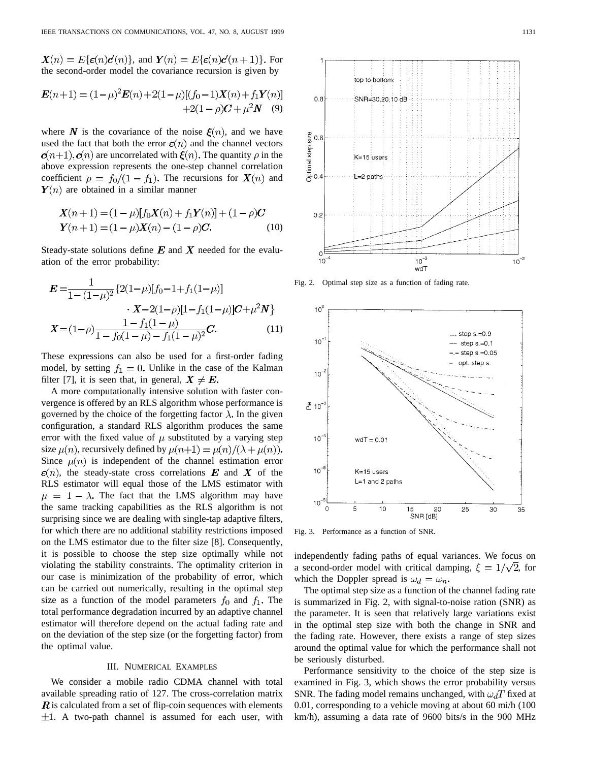$\boldsymbol{X}(n) = E\{\boldsymbol{\varepsilon}(n)\boldsymbol{c}'(n)\}$, and $\boldsymbol{Y}(n) = E\{\boldsymbol{\varepsilon}(n)\boldsymbol{c}'(n+1)\}$. For the second-order model the covariance recursion is given by

$$\boldsymbol{E}(n+1) = (1-\mu)^2\boldsymbol{E}(n) + 2(1-\mu)[(f_0-1)\boldsymbol{X}(n) + f_1\boldsymbol{Y}(n)] + 2(1-\rho)\boldsymbol{C} + \mu^2\boldsymbol{N} \quad (9)$$

where $\boldsymbol{N}$ is the covariance of the noise $\boldsymbol{\xi}(n)$, and we have used the fact that both the error $\boldsymbol{\varepsilon}(n)$ and the channel vectors $\boldsymbol{c}(n+1), \boldsymbol{c}(n)$ are uncorrelated with $\boldsymbol{\xi}(n)$. The quantity $\rho$ in the above expression represents the one-step channel correlation coefficient $\rho = f_0/(1-f_1)$. The recursions for $\boldsymbol{X}(n)$ and $\boldsymbol{Y}(n)$ are obtained in a similar manner

$$\begin{aligned}\boldsymbol{X}(n+1) &= (1-\mu)[f_0\boldsymbol{X}(n) + f_1\boldsymbol{Y}(n)] + (1-\rho)\boldsymbol{C}\\ \boldsymbol{Y}(n+1) &= (1-\mu)\boldsymbol{X}(n) - (1-\rho)\boldsymbol{C}.\end{aligned} \quad (10)$$

Steady-state solutions define $\boldsymbol{E}$ and $\boldsymbol{X}$ needed for the evaluation of the error probability:

$$\begin{aligned}\boldsymbol{E} &= \frac{1}{1-(1-\mu)^2}\{2(1-\mu)[f_0-1+f_1(1-\mu)] \\ &\quad \cdot \boldsymbol{X} - 2(1-\rho)[1-f_1(1-\mu)]\boldsymbol{C} + \mu^2\boldsymbol{N}\}\\ \boldsymbol{X} &= (1-\rho)\frac{1-f_1(1-\mu)}{1-f_0(1-\mu)-f_1(1-\mu)^2}\boldsymbol{C}.\end{aligned} \quad (11)$$

These expressions can also be used for a first-order fading model, by setting $f_1 = 0$. Unlike in the case of the Kalman filter [7], it is seen that, in general, $\boldsymbol{X} \neq \boldsymbol{E}$.

A more computationally intensive solution with faster convergence is offered by an RLS algorithm whose performance is governed by the choice of the forgetting factor $\lambda$. In the given configuration, a standard RLS algorithm produces the same error with the fixed value of $\mu$ substituted by a varying step size $\mu(n)$, recursively defined by $\mu(n+1) = \mu(n)/(\lambda + \mu(n))$. Since $\mu(n)$ is independent of the channel estimation error $\boldsymbol{\varepsilon}(n)$, the steady-state cross correlations $\boldsymbol{E}$ and $\boldsymbol{X}$ of the RLS estimator will equal those of the LMS estimator with $\mu = 1 - \lambda$. The fact that the LMS algorithm may have the same tracking capabilities as the RLS algorithm is not surprising since we are dealing with single-tap adaptive filters, for which there are no additional stability restrictions imposed on the LMS estimator due to the filter size [8]. Consequently, it is possible to choose the step size optimally while not violating the stability constraints. The optimality criterion in our case is minimization of the probability of error, which can be carried out numerically, resulting in the optimal step size as a function of the model parameters $f_0$ and $f_1$. The total performance degradation incurred by an adaptive channel estimator will therefore depend on the actual fading rate and on the deviation of the step size (or the forgetting factor) from the optimal value.

## III. Numerical Examples

We consider a mobile radio CDMA channel with total available spreading ratio of 127. The cross-correlation matrix $\boldsymbol{R}$ is calculated from a set of flip-coin sequences with elements $\pm 1$. A two-path channel is assumed for each user, with independently fading paths of equal variances. We focus on a second-order model with critical damping, $\xi = 1/\sqrt{2}$, for which the Doppler spread is $\omega_d = \omega_n$.

Fig. 2. Optimal step size as a function of fading rate.

Fig. 3. Performance as a function of SNR.

The optimal step size as a function of the channel fading rate is summarized in Fig. 2, with signal-to-noise ration (SNR) as the parameter. It is seen that relatively large variations exist in the optimal step size with both the change in SNR and the fading rate. However, there exists a range of step sizes around the optimal value for which the performance shall not be seriously disturbed.

Performance sensitivity to the choice of the step size is examined in Fig. 3, which shows the error probability versus SNR. The fading model remains unchanged, with $\omega_d T$ fixed at 0.01, corresponding to a vehicle moving at about 60 mi/h (100 km/h), assuming a data rate of 9600 bits/s in the 900 MHz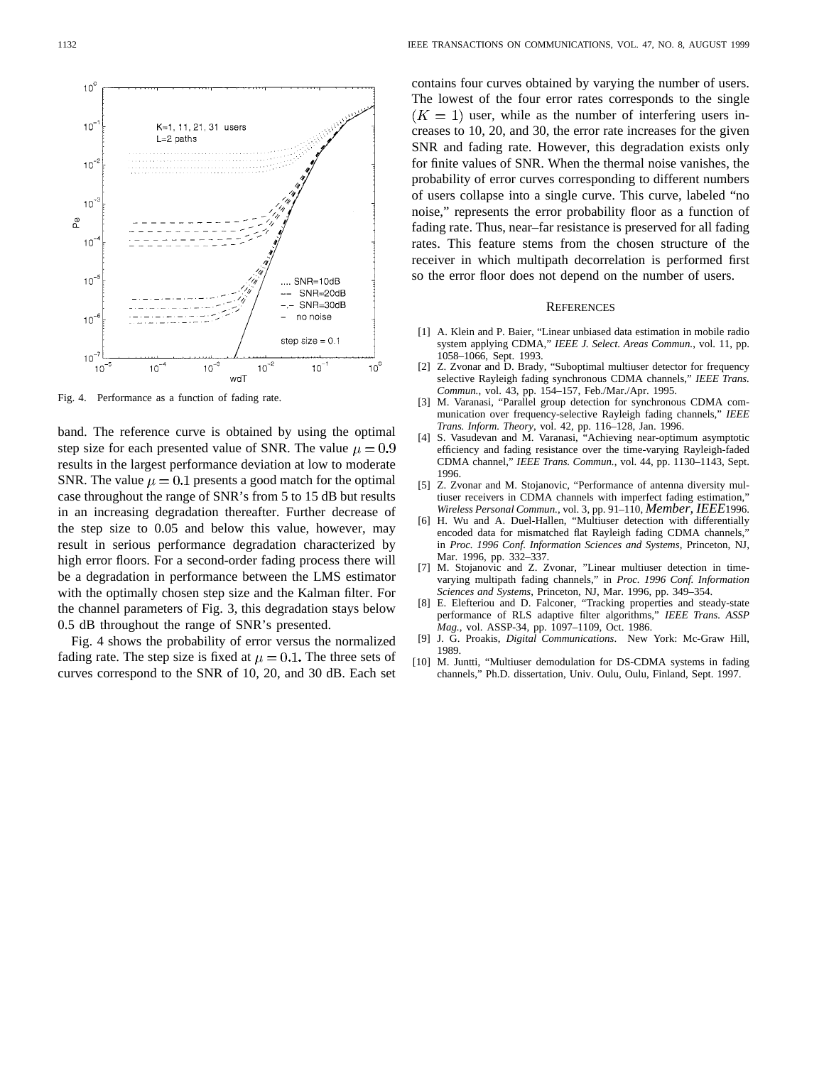10^0

10^-1

10^-2

10^-3

10^-4

10^-5

10^-6

10^-7

Pe

K=1, 11, 21, 31 users
L=2 paths

.... SNR=10dB
-- SNR=20dB
-.- SNR=30dB
- no noise

step size = 0.1

10^-5 10^-4 10^-3 10^-2 10^-1 10^0

wdT

Fig. 4. Performance as a function of fading rate.

band. The reference curve is obtained by using the optimal step size for each presented value of SNR. The value $\mu = 0.9$ results in the largest performance deviation at low to moderate SNR. The value $\mu = 0.1$ presents a good match for the optimal case throughout the range of SNR's from 5 to 15 dB but results in an increasing degradation thereafter. Further decrease of the step size to 0.05 and below this value, however, may result in serious performance degradation characterized by high error floors. For a second-order fading process there will be a degradation in performance between the LMS estimator with the optimally chosen step size and the Kalman filter. For the channel parameters of Fig. 3, this degradation stays below 0.5 dB throughout the range of SNR's presented.

Fig. 4 shows the probability of error versus the normalized fading rate. The step size is fixed at $\mu = 0.1$. The three sets of curves correspond to the SNR of 10, 20, and 30 dB. Each set contains four curves obtained by varying the number of users. The lowest of the four error rates corresponds to the single $(K = 1)$ user, while as the number of interfering users increases to 10, 20, and 30, the error rate increases for the given SNR and fading rate. However, this degradation exists only for finite values of SNR. When the thermal noise vanishes, the probability of error curves corresponding to different numbers of users collapse into a single curve. This curve, labeled "no noise," represents the error probability floor as a function of fading rate. Thus, near–far resistance is preserved for all fading rates. This feature stems from the chosen structure of the receiver in which multipath decorrelation is performed first so the error floor does not depend on the number of users.

## REFERENCES

[1] A. Klein and P. Baier, "Linear unbiased data estimation in mobile radio system applying CDMA," *IEEE J. Select. Areas Commun.*, vol. 11, pp. 1058–1066, Sept. 1993.

[2] Z. Zvonar and D. Brady, "Suboptimal multiuser detector for frequency selective Rayleigh fading synchronous CDMA channels," *IEEE Trans. Commun.*, vol. 43, pp. 154–157, Feb./Mar./Apr. 1995.

[3] M. Varanasi, "Parallel group detection for synchronous CDMA communication over frequency-selective Rayleigh fading channels," *IEEE Trans. Inform. Theory*, vol. 42, pp. 116–128, Jan. 1996.

[4] S. Vasudevan and M. Varanasi, "Achieving near-optimum asymptotic efficiency and fading resistance over the time-varying Rayleigh-faded CDMA channel," *IEEE Trans. Commun.*, vol. 44, pp. 1130–1143, Sept. 1996.

[5] Z. Zvonar and M. Stojanovic, "Performance of antenna diversity multiuser receivers in CDMA channels with imperfect fading estimation," *Wireless Personal Commun.*, vol. 3, pp. 91–110, *Member, IEEE*1996.

[6] H. Wu and A. Duel-Hallen, "Multiuser detection with differentially encoded data for mismatched flat Rayleigh fading CDMA channels," in *Proc. 1996 Conf. Information Sciences and Systems*, Princeton, NJ, Mar. 1996, pp. 332–337.

[7] M. Stojanovic and Z. Zvonar, "Linear multiuser detection in time-varying multipath fading channels," in *Proc. 1996 Conf. Information Sciences and Systems*, Princeton, NJ, Mar. 1996, pp. 349–354.

[8] E. Elefteriou and D. Falconer, "Tracking properties and steady-state performance of RLS adaptive filter algorithms," *IEEE Trans. ASSP Mag.*, vol. ASSP-34, pp. 1097–1109, Oct. 1986.

[9] J. G. Proakis, *Digital Communications*. New York: Mc-Graw Hill, 1989.

[10] M. Juntti, "Multiuser demodulation for DS-CDMA systems in fading channels," Ph.D. dissertation, Univ. Oulu, Oulu, Finland, Sept. 1997.